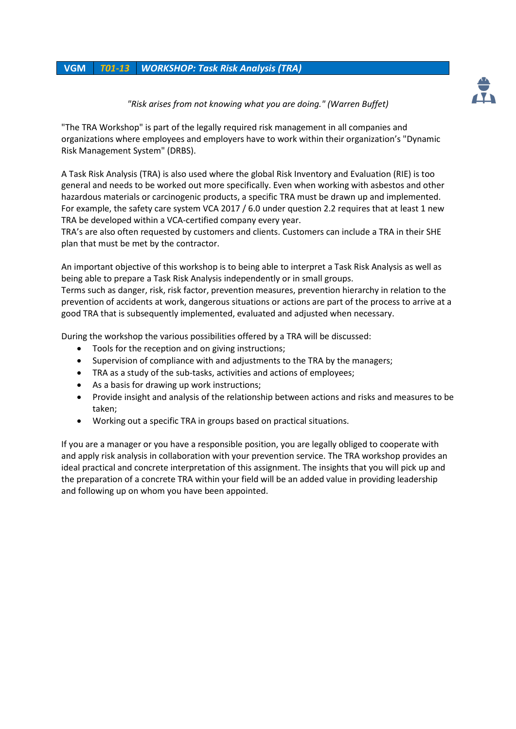# VGM | *T01-13* | *WORKSHOP: Task Risk Analysis (TRA)*

*"Risk arises from not knowing what you are doing." (Warren Buffet)*

"The TRA Workshop" is part of the legally required risk management in all companies and organizations where employees and employers have to work within their organization's "Dynamic Risk Management System" (DRBS).

A Task Risk Analysis (TRA) is also used where the global Risk Inventory and Evaluation (RIE) is too general and needs to be worked out more specifically. Even when working with asbestos and other hazardous materials or carcinogenic products, a specific TRA must be drawn up and implemented. For example, the safety care system VCA 2017 / 6.0 under question 2.2 requires that at least 1 new TRA be developed within a VCA-certified company every year.
TRA's are also often requested by customers and clients. Customers can include a TRA in their SHE plan that must be met by the contractor.

An important objective of this workshop is to being able to interpret a Task Risk Analysis as well as being able to prepare a Task Risk Analysis independently or in small groups.
Terms such as danger, risk, risk factor, prevention measures, prevention hierarchy in relation to the prevention of accidents at work, dangerous situations or actions are part of the process to arrive at a good TRA that is subsequently implemented, evaluated and adjusted when necessary.

During the workshop the various possibilities offered by a TRA will be discussed:

- Tools for the reception and on giving instructions;
- Supervision of compliance with and adjustments to the TRA by the managers;
- TRA as a study of the sub-tasks, activities and actions of employees;
- As a basis for drawing up work instructions;
- Provide insight and analysis of the relationship between actions and risks and measures to be taken;
- Working out a specific TRA in groups based on practical situations.

If you are a manager or you have a responsible position, you are legally obliged to cooperate with and apply risk analysis in collaboration with your prevention service. The TRA workshop provides an ideal practical and concrete interpretation of this assignment. The insights that you will pick up and the preparation of a concrete TRA within your field will be an added value in providing leadership and following up on whom you have been appointed.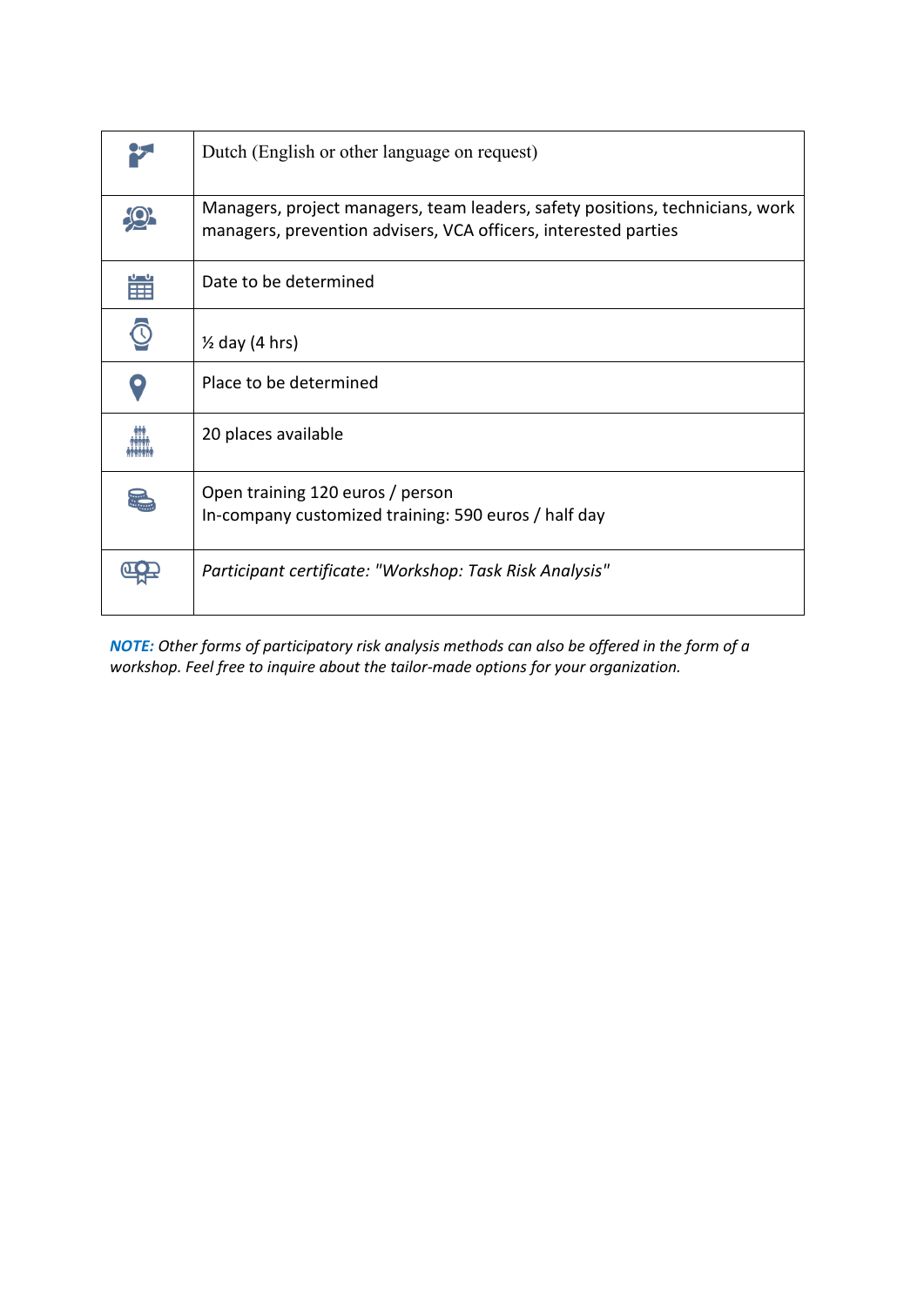| | |
|---|---|
| | Dutch (English or other language on request) |
| | Managers, project managers, team leaders, safety positions, technicians, work managers, prevention advisers, VCA officers, interested parties |
| | Date to be determined |
| | ½ day (4 hrs) |
| | Place to be determined |
| | 20 places available |
| | Open training 120 euros / person<br>In-company customized training: 590 euros / half day |
| | *Participant certificate: "Workshop: Task Risk Analysis"* |

***NOTE:*** *Other forms of participatory risk analysis methods can also be offered in the form of a workshop. Feel free to inquire about the tailor-made options for your organization.*